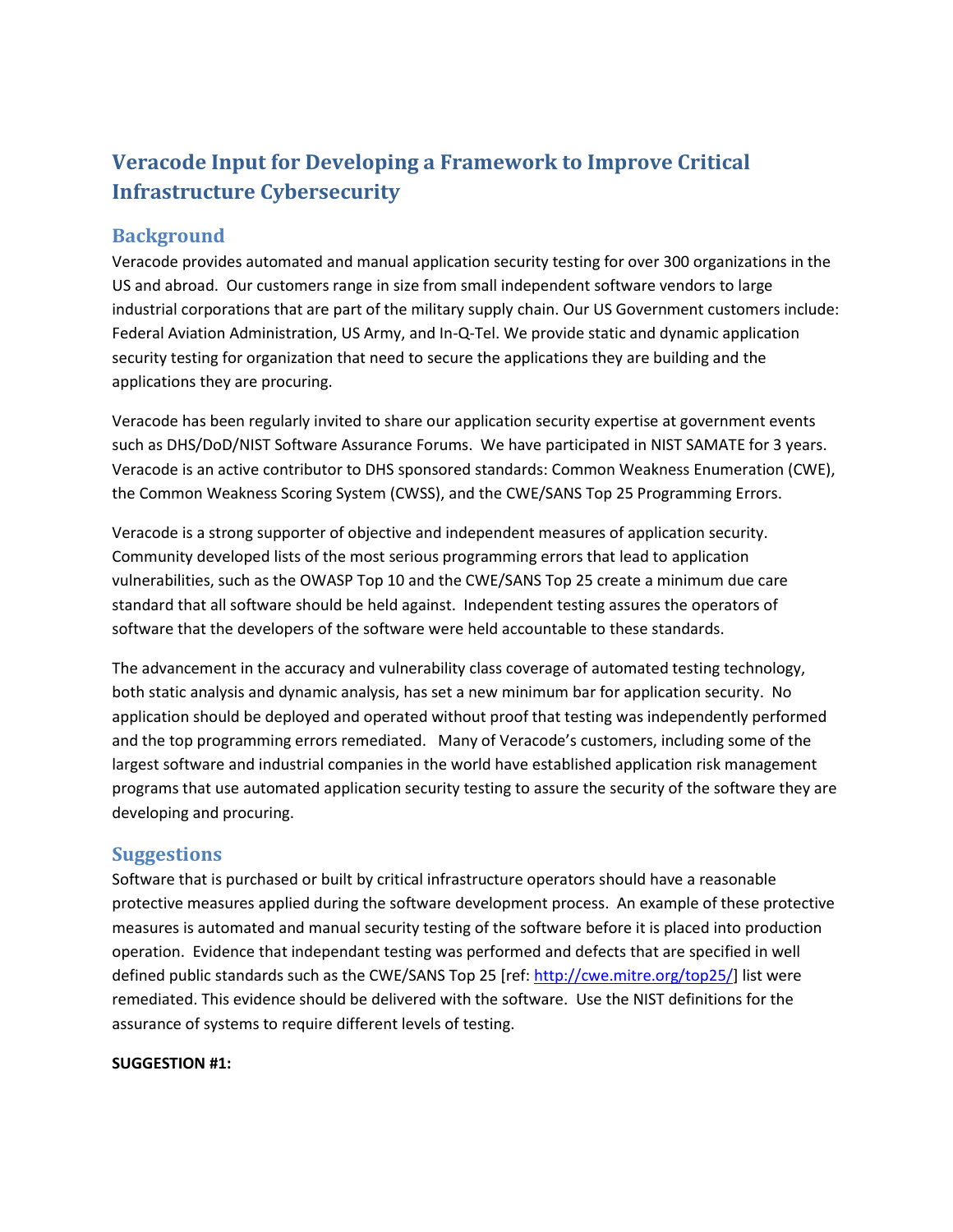# Veracode Input for Developing a Framework to Improve Critical Infrastructure Cybersecurity

## Background

Veracode provides automated and manual application security testing for over 300 organizations in the US and abroad. Our customers range in size from small independent software vendors to large industrial corporations that are part of the military supply chain. Our US Government customers include: Federal Aviation Administration, US Army, and In-Q-Tel. We provide static and dynamic application security testing for organization that need to secure the applications they are building and the applications they are procuring.

Veracode has been regularly invited to share our application security expertise at government events such as DHS/DoD/NIST Software Assurance Forums. We have participated in NIST SAMATE for 3 years. Veracode is an active contributor to DHS sponsored standards: Common Weakness Enumeration (CWE), the Common Weakness Scoring System (CWSS), and the CWE/SANS Top 25 Programming Errors.

Veracode is a strong supporter of objective and independent measures of application security. Community developed lists of the most serious programming errors that lead to application vulnerabilities, such as the OWASP Top 10 and the CWE/SANS Top 25 create a minimum due care standard that all software should be held against. Independent testing assures the operators of software that the developers of the software were held accountable to these standards.

The advancement in the accuracy and vulnerability class coverage of automated testing technology, both static analysis and dynamic analysis, has set a new minimum bar for application security. No application should be deployed and operated without proof that testing was independently performed and the top programming errors remediated. Many of Veracode's customers, including some of the largest software and industrial companies in the world have established application risk management programs that use automated application security testing to assure the security of the software they are developing and procuring.

## Suggestions

Software that is purchased or built by critical infrastructure operators should have a reasonable protective measures applied during the software development process. An example of these protective measures is automated and manual security testing of the software before it is placed into production operation. Evidence that independant testing was performed and defects that are specified in well defined public standards such as the CWE/SANS Top 25 [ref: http://cwe.mitre.org/top25/] list were remediated. This evidence should be delivered with the software. Use the NIST definitions for the assurance of systems to require different levels of testing.

**SUGGESTION #1:**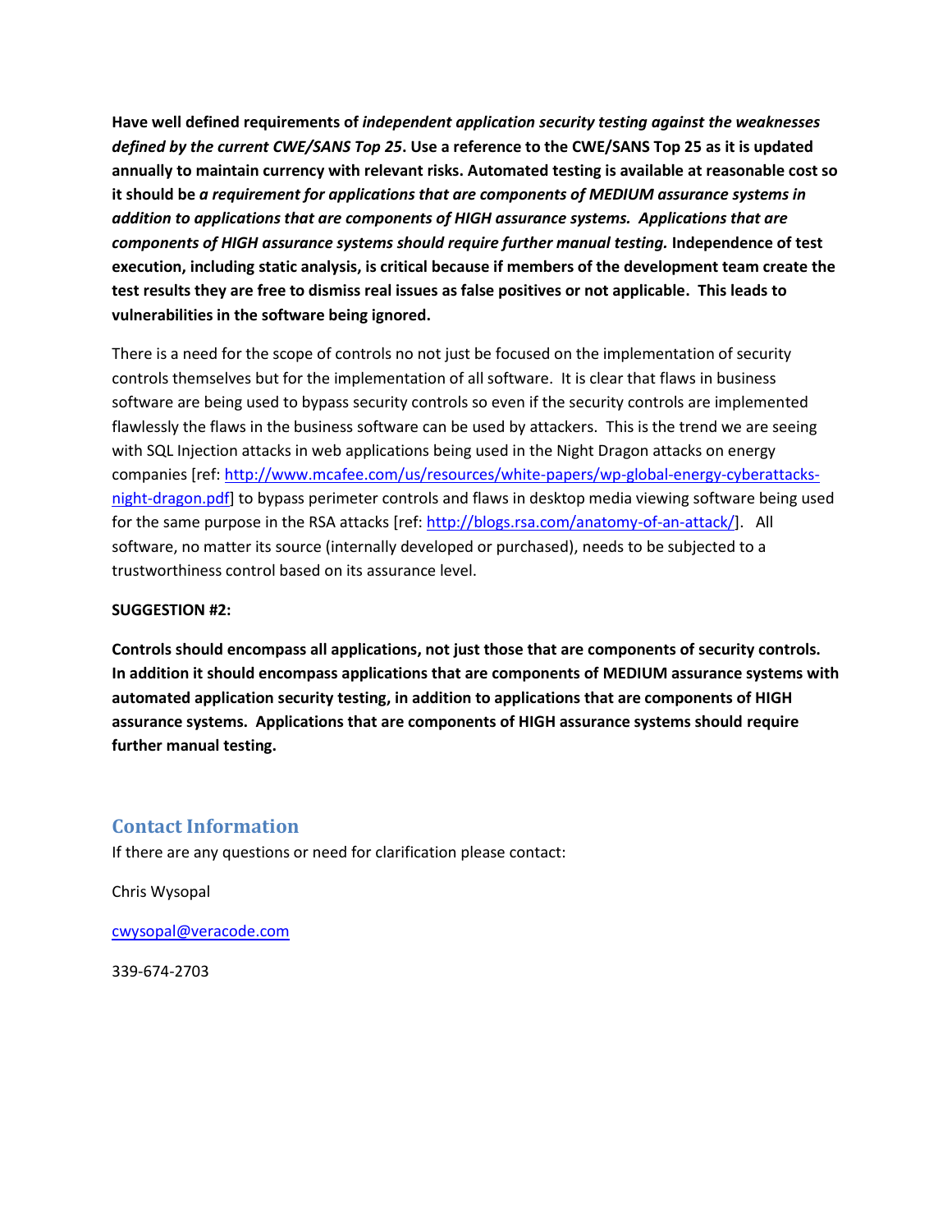**Have well defined requirements of *independent application security testing against the weaknesses defined by the current CWE/SANS Top 25*. Use a reference to the CWE/SANS Top 25 as it is updated annually to maintain currency with relevant risks. Automated testing is available at reasonable cost so it should be *a requirement for applications that are components of MEDIUM assurance systems in addition to applications that are components of HIGH assurance systems. Applications that are components of HIGH assurance systems should require further manual testing.* Independence of test execution, including static analysis, is critical because if members of the development team create the test results they are free to dismiss real issues as false positives or not applicable. This leads to vulnerabilities in the software being ignored.**

There is a need for the scope of controls no not just be focused on the implementation of security controls themselves but for the implementation of all software. It is clear that flaws in business software are being used to bypass security controls so even if the security controls are implemented flawlessly the flaws in the business software can be used by attackers. This is the trend we are seeing with SQL Injection attacks in web applications being used in the Night Dragon attacks on energy companies [ref: http://www.mcafee.com/us/resources/white-papers/wp-global-energy-cyberattacks-night-dragon.pdf] to bypass perimeter controls and flaws in desktop media viewing software being used for the same purpose in the RSA attacks [ref: http://blogs.rsa.com/anatomy-of-an-attack/]. All software, no matter its source (internally developed or purchased), needs to be subjected to a trustworthiness control based on its assurance level.

**SUGGESTION #2:**

**Controls should encompass all applications, not just those that are components of security controls. In addition it should encompass applications that are components of MEDIUM assurance systems with automated application security testing, in addition to applications that are components of HIGH assurance systems. Applications that are components of HIGH assurance systems should require further manual testing.**

## Contact Information

If there are any questions or need for clarification please contact:

Chris Wysopal

cwysopal@veracode.com

339-674-2703